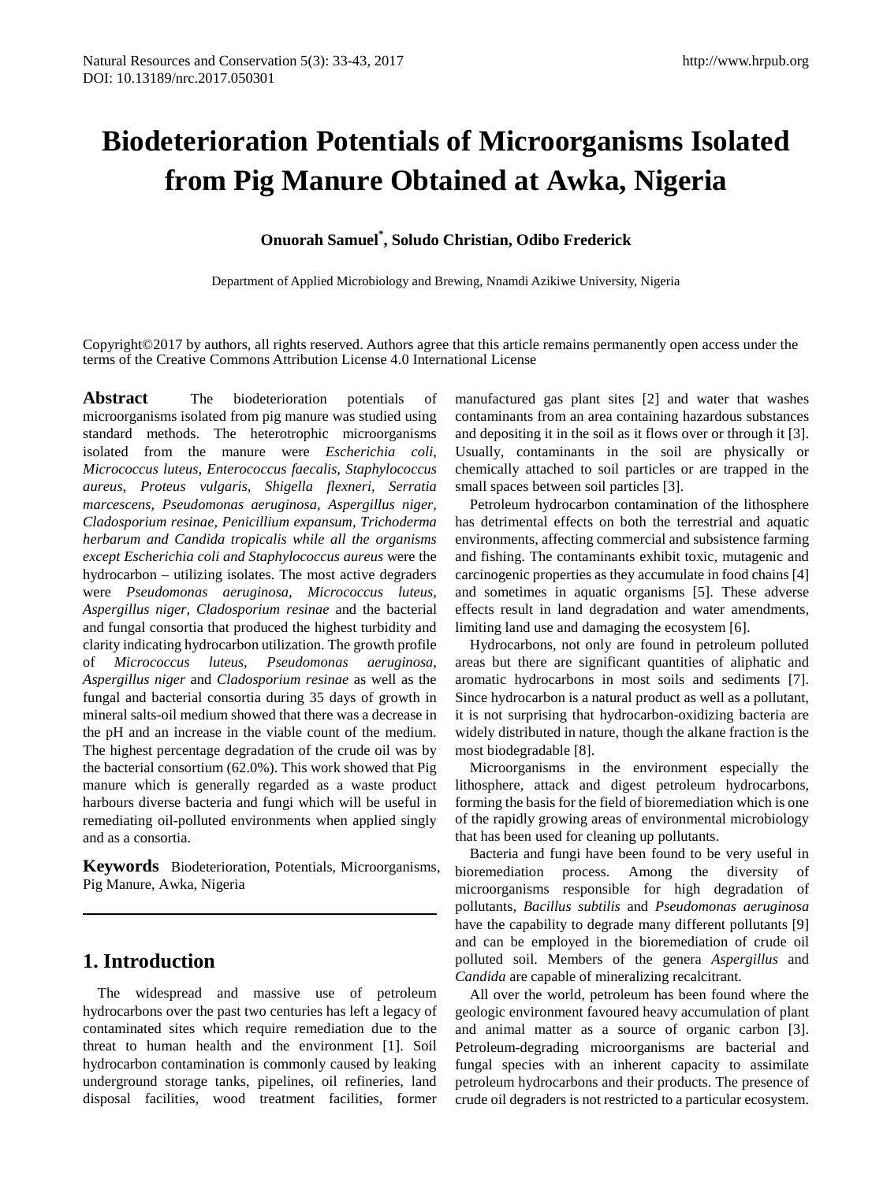# Biodeterioration Potentials of Microorganisms Isolated from Pig Manure Obtained at Awka, Nigeria

**Onuorah Samuel[*], Soludo Christian, Odibo Frederick**

Department of Applied Microbiology and Brewing, Nnamdi Azikiwe University, Nigeria

Copyright©2017 by authors, all rights reserved. Authors agree that this article remains permanently open access under the terms of the Creative Commons Attribution License 4.0 International License

**Abstract** The biodeterioration potentials of microorganisms isolated from pig manure was studied using standard methods. The heterotrophic microorganisms isolated from the manure were *Escherichia coli, Micrococcus luteus, Enterococcus faecalis, Staphylococcus aureus, Proteus vulgaris, Shigella flexneri, Serratia marcescens, Pseudomonas aeruginosa, Aspergillus niger, Cladosporium resinae, Penicillium expansum, Trichoderma herbarum and Candida tropicalis while all the organisms except Escherichia coli and Staphylococcus aureus* were the hydrocarbon – utilizing isolates. The most active degraders were *Pseudomonas aeruginosa, Micrococcus luteus, Aspergillus niger, Cladosporium resinae* and the bacterial and fungal consortia that produced the highest turbidity and clarity indicating hydrocarbon utilization. The growth profile of *Micrococcus luteus, Pseudomonas aeruginosa, Aspergillus niger* and *Cladosporium resinae* as well as the fungal and bacterial consortia during 35 days of growth in mineral salts-oil medium showed that there was a decrease in the pH and an increase in the viable count of the medium. The highest percentage degradation of the crude oil was by the bacterial consortium (62.0%). This work showed that Pig manure which is generally regarded as a waste product harbours diverse bacteria and fungi which will be useful in remediating oil-polluted environments when applied singly and as a consortia.

**Keywords** Biodeterioration, Potentials, Microorganisms, Pig Manure, Awka, Nigeria

## 1. Introduction

The widespread and massive use of petroleum hydrocarbons over the past two centuries has left a legacy of contaminated sites which require remediation due to the threat to human health and the environment [1]. Soil hydrocarbon contamination is commonly caused by leaking underground storage tanks, pipelines, oil refineries, land disposal facilities, wood treatment facilities, former manufactured gas plant sites [2] and water that washes contaminants from an area containing hazardous substances and depositing it in the soil as it flows over or through it [3]. Usually, contaminants in the soil are physically or chemically attached to soil particles or are trapped in the small spaces between soil particles [3].

Petroleum hydrocarbon contamination of the lithosphere has detrimental effects on both the terrestrial and aquatic environments, affecting commercial and subsistence farming and fishing. The contaminants exhibit toxic, mutagenic and carcinogenic properties as they accumulate in food chains [4] and sometimes in aquatic organisms [5]. These adverse effects result in land degradation and water amendments, limiting land use and damaging the ecosystem [6].

Hydrocarbons, not only are found in petroleum polluted areas but there are significant quantities of aliphatic and aromatic hydrocarbons in most soils and sediments [7]. Since hydrocarbon is a natural product as well as a pollutant, it is not surprising that hydrocarbon-oxidizing bacteria are widely distributed in nature, though the alkane fraction is the most biodegradable [8].

Microorganisms in the environment especially the lithosphere, attack and digest petroleum hydrocarbons, forming the basis for the field of bioremediation which is one of the rapidly growing areas of environmental microbiology that has been used for cleaning up pollutants.

Bacteria and fungi have been found to be very useful in bioremediation process. Among the diversity of microorganisms responsible for high degradation of pollutants, *Bacillus subtilis* and *Pseudomonas aeruginosa* have the capability to degrade many different pollutants [9] and can be employed in the bioremediation of crude oil polluted soil. Members of the genera *Aspergillus* and *Candida* are capable of mineralizing recalcitrant.

All over the world, petroleum has been found where the geologic environment favoured heavy accumulation of plant and animal matter as a source of organic carbon [3]. Petroleum-degrading microorganisms are bacterial and fungal species with an inherent capacity to assimilate petroleum hydrocarbons and their products. The presence of crude oil degraders is not restricted to a particular ecosystem.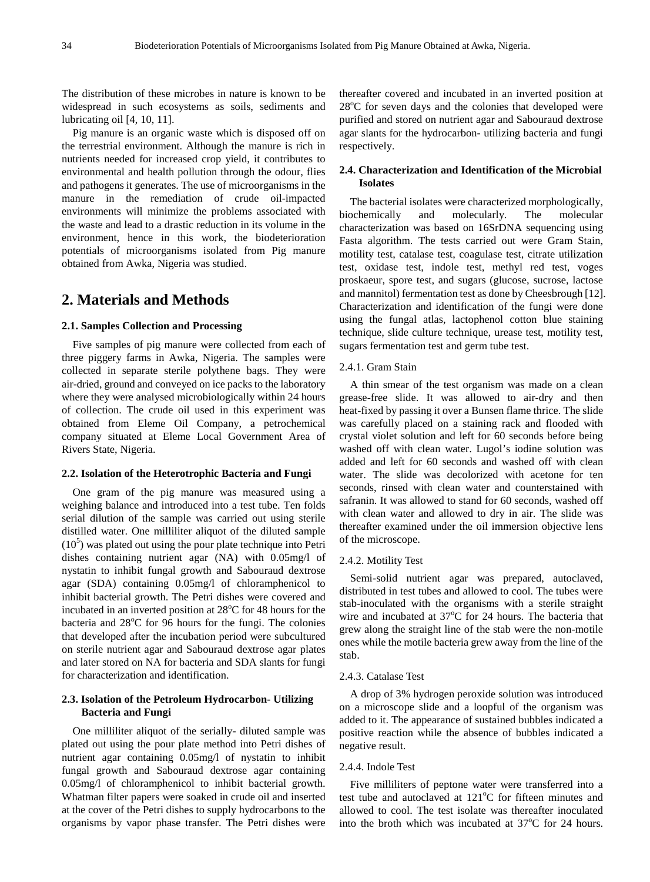The distribution of these microbes in nature is known to be widespread in such ecosystems as soils, sediments and lubricating oil [4, 10, 11].

Pig manure is an organic waste which is disposed off on the terrestrial environment. Although the manure is rich in nutrients needed for increased crop yield, it contributes to environmental and health pollution through the odour, flies and pathogens it generates. The use of microorganisms in the manure in the remediation of crude oil-impacted environments will minimize the problems associated with the waste and lead to a drastic reduction in its volume in the environment, hence in this work, the biodeterioration potentials of microorganisms isolated from Pig manure obtained from Awka, Nigeria was studied.

## 2. Materials and Methods

### 2.1. Samples Collection and Processing

Five samples of pig manure were collected from each of three piggery farms in Awka, Nigeria. The samples were collected in separate sterile polythene bags. They were air-dried, ground and conveyed on ice packs to the laboratory where they were analysed microbiologically within 24 hours of collection. The crude oil used in this experiment was obtained from Eleme Oil Company, a petrochemical company situated at Eleme Local Government Area of Rivers State, Nigeria.

### 2.2. Isolation of the Heterotrophic Bacteria and Fungi

One gram of the pig manure was measured using a weighing balance and introduced into a test tube. Ten folds serial dilution of the sample was carried out using sterile distilled water. One milliliter aliquot of the diluted sample ($10^5$) was plated out using the pour plate technique into Petri dishes containing nutrient agar (NA) with 0.05mg/l of nystatin to inhibit fungal growth and Sabouraud dextrose agar (SDA) containing 0.05mg/l of chloramphenicol to inhibit bacterial growth. The Petri dishes were covered and incubated in an inverted position at 28°C for 48 hours for the bacteria and 28°C for 96 hours for the fungi. The colonies that developed after the incubation period were subcultured on sterile nutrient agar and Sabouraud dextrose agar plates and later stored on NA for bacteria and SDA slants for fungi for characterization and identification.

### 2.3. Isolation of the Petroleum Hydrocarbon- Utilizing Bacteria and Fungi

One milliliter aliquot of the serially- diluted sample was plated out using the pour plate method into Petri dishes of nutrient agar containing 0.05mg/l of nystatin to inhibit fungal growth and Sabouraud dextrose agar containing 0.05mg/l of chloramphenicol to inhibit bacterial growth. Whatman filter papers were soaked in crude oil and inserted at the cover of the Petri dishes to supply hydrocarbons to the organisms by vapor phase transfer. The Petri dishes were thereafter covered and incubated in an inverted position at 28°C for seven days and the colonies that developed were purified and stored on nutrient agar and Sabouraud dextrose agar slants for the hydrocarbon- utilizing bacteria and fungi respectively.

### 2.4. Characterization and Identification of the Microbial Isolates

The bacterial isolates were characterized morphologically, biochemically and molecularly. The molecular characterization was based on 16SrDNA sequencing using Fasta algorithm. The tests carried out were Gram Stain, motility test, catalase test, coagulase test, citrate utilization test, oxidase test, indole test, methyl red test, voges proskaeur, spore test, and sugars (glucose, sucrose, lactose and mannitol) fermentation test as done by Cheesbrough [12]. Characterization and identification of the fungi were done using the fungal atlas, lactophenol cotton blue staining technique, slide culture technique, urease test, motility test, sugars fermentation test and germ tube test.

#### 2.4.1. Gram Stain

A thin smear of the test organism was made on a clean grease-free slide. It was allowed to air-dry and then heat-fixed by passing it over a Bunsen flame thrice. The slide was carefully placed on a staining rack and flooded with crystal violet solution and left for 60 seconds before being washed off with clean water. Lugol's iodine solution was added and left for 60 seconds and washed off with clean water. The slide was decolorized with acetone for ten seconds, rinsed with clean water and counterstained with safranin. It was allowed to stand for 60 seconds, washed off with clean water and allowed to dry in air. The slide was thereafter examined under the oil immersion objective lens of the microscope.

#### 2.4.2. Motility Test

Semi-solid nutrient agar was prepared, autoclaved, distributed in test tubes and allowed to cool. The tubes were stab-inoculated with the organisms with a sterile straight wire and incubated at 37°C for 24 hours. The bacteria that grew along the straight line of the stab were the non-motile ones while the motile bacteria grew away from the line of the stab.

#### 2.4.3. Catalase Test

A drop of 3% hydrogen peroxide solution was introduced on a microscope slide and a loopful of the organism was added to it. The appearance of sustained bubbles indicated a positive reaction while the absence of bubbles indicated a negative result.

#### 2.4.4. Indole Test

Five milliliters of peptone water were transferred into a test tube and autoclaved at 121°C for fifteen minutes and allowed to cool. The test isolate was thereafter inoculated into the broth which was incubated at 37°C for 24 hours.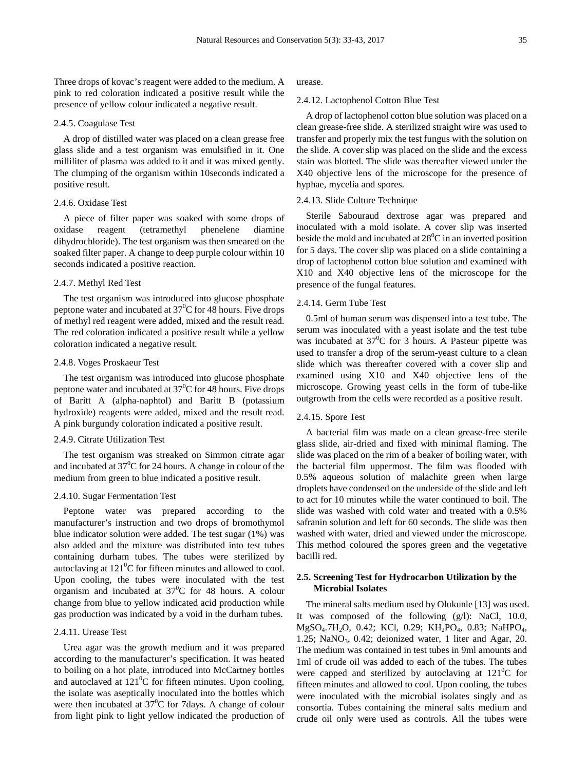Three drops of kovac's reagent were added to the medium. A pink to red coloration indicated a positive result while the presence of yellow colour indicated a negative result.

#### 2.4.5. Coagulase Test

A drop of distilled water was placed on a clean grease free glass slide and a test organism was emulsified in it. One milliliter of plasma was added to it and it was mixed gently. The clumping of the organism within 10seconds indicated a positive result.

#### 2.4.6. Oxidase Test

A piece of filter paper was soaked with some drops of oxidase reagent (tetramethyl phenelene diamine dihydrochloride). The test organism was then smeared on the soaked filter paper. A change to deep purple colour within 10 seconds indicated a positive reaction.

#### 2.4.7. Methyl Red Test

The test organism was introduced into glucose phosphate peptone water and incubated at $37^0$C for 48 hours. Five drops of methyl red reagent were added, mixed and the result read. The red coloration indicated a positive result while a yellow coloration indicated a negative result.

#### 2.4.8. Voges Proskaeur Test

The test organism was introduced into glucose phosphate peptone water and incubated at $37^0$C for 48 hours. Five drops of Baritt A (alpha-naphtol) and Baritt B (potassium hydroxide) reagents were added, mixed and the result read. A pink burgundy coloration indicated a positive result.

#### 2.4.9. Citrate Utilization Test

The test organism was streaked on Simmon citrate agar and incubated at $37^0$C for 24 hours. A change in colour of the medium from green to blue indicated a positive result.

#### 2.4.10. Sugar Fermentation Test

Peptone water was prepared according to the manufacturer's instruction and two drops of bromothymol blue indicator solution were added. The test sugar (1%) was also added and the mixture was distributed into test tubes containing durham tubes. The tubes were sterilized by autoclaving at $121^0$C for fifteen minutes and allowed to cool. Upon cooling, the tubes were inoculated with the test organism and incubated at $37^0$C for 48 hours. A colour change from blue to yellow indicated acid production while gas production was indicated by a void in the durham tubes.

#### 2.4.11. Urease Test

Urea agar was the growth medium and it was prepared according to the manufacturer's specification. It was heated to boiling on a hot plate, introduced into McCartney bottles and autoclaved at $121^0$C for fifteen minutes. Upon cooling, the isolate was aseptically inoculated into the bottles which were then incubated at $37^0$C for 7days. A change of colour from light pink to light yellow indicated the production of urease.

#### 2.4.12. Lactophenol Cotton Blue Test

A drop of lactophenol cotton blue solution was placed on a clean grease-free slide. A sterilized straight wire was used to transfer and properly mix the test fungus with the solution on the slide. A cover slip was placed on the slide and the excess stain was blotted. The slide was thereafter viewed under the X40 objective lens of the microscope for the presence of hyphae, mycelia and spores.

#### 2.4.13. Slide Culture Technique

Sterile Sabouraud dextrose agar was prepared and inoculated with a mold isolate. A cover slip was inserted beside the mold and incubated at $28^0$C in an inverted position for 5 days. The cover slip was placed on a slide containing a drop of lactophenol cotton blue solution and examined with X10 and X40 objective lens of the microscope for the presence of the fungal features.

#### 2.4.14. Germ Tube Test

0.5ml of human serum was dispensed into a test tube. The serum was inoculated with a yeast isolate and the test tube was incubated at $37^0$C for 3 hours. A Pasteur pipette was used to transfer a drop of the serum-yeast culture to a clean slide which was thereafter covered with a cover slip and examined using X10 and X40 objective lens of the microscope. Growing yeast cells in the form of tube-like outgrowth from the cells were recorded as a positive result.

#### 2.4.15. Spore Test

A bacterial film was made on a clean grease-free sterile glass slide, air-dried and fixed with minimal flaming. The slide was placed on the rim of a beaker of boiling water, with the bacterial film uppermost. The film was flooded with 0.5% aqueous solution of malachite green when large droplets have condensed on the underside of the slide and left to act for 10 minutes while the water continued to boil. The slide was washed with cold water and treated with a 0.5% safranin solution and left for 60 seconds. The slide was then washed with water, dried and viewed under the microscope. This method coloured the spores green and the vegetative bacilli red.

### 2.5. Screening Test for Hydrocarbon Utilization by the Microbial Isolates

The mineral salts medium used by Olukunle [13] was used. It was composed of the following (g/l): NaCl, 10.0, $MgSO_4.7H_2O$, 0.42; KCl, 0.29; $KH_2PO_4$, 0.83; $NaHPO_4$, 1.25; $NaNO_3$, 0.42; deionized water, 1 liter and Agar, 20. The medium was contained in test tubes in 9ml amounts and 1ml of crude oil was added to each of the tubes. The tubes were capped and sterilized by autoclaving at $121^0$C for fifteen minutes and allowed to cool. Upon cooling, the tubes were inoculated with the microbial isolates singly and as consortia. Tubes containing the mineral salts medium and crude oil only were used as controls. All the tubes were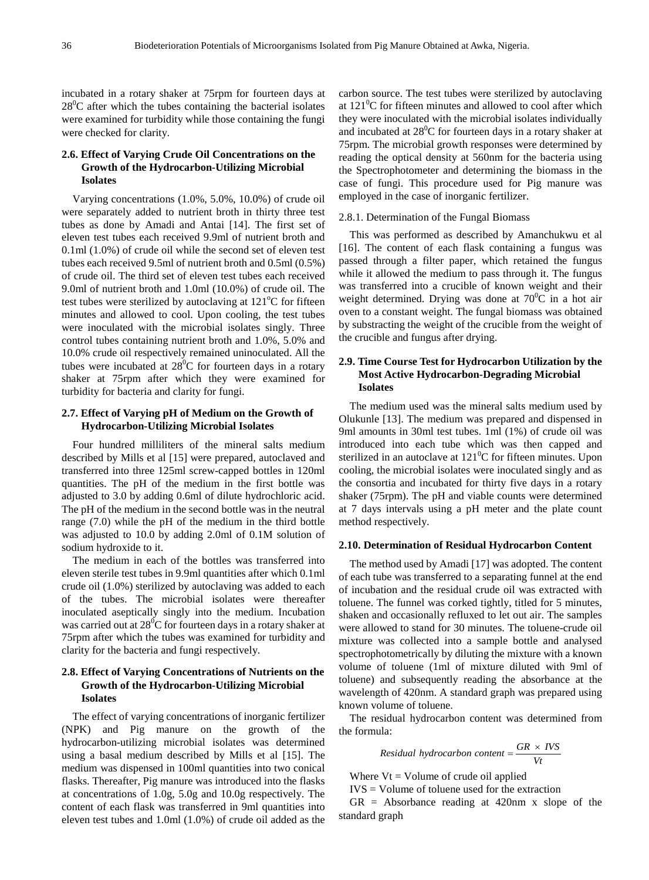incubated in a rotary shaker at 75rpm for fourteen days at $28^0$C after which the tubes containing the bacterial isolates were examined for turbidity while those containing the fungi were checked for clarity.

### 2.6. Effect of Varying Crude Oil Concentrations on the Growth of the Hydrocarbon-Utilizing Microbial Isolates

Varying concentrations (1.0%, 5.0%, 10.0%) of crude oil were separately added to nutrient broth in thirty three test tubes as done by Amadi and Antai [14]. The first set of eleven test tubes each received 9.9ml of nutrient broth and 0.1ml (1.0%) of crude oil while the second set of eleven test tubes each received 9.5ml of nutrient broth and 0.5ml (0.5%) of crude oil. The third set of eleven test tubes each received 9.0ml of nutrient broth and 1.0ml (10.0%) of crude oil. The test tubes were sterilized by autoclaving at $121^o$C for fifteen minutes and allowed to cool. Upon cooling, the test tubes were inoculated with the microbial isolates singly. Three control tubes containing nutrient broth and 1.0%, 5.0% and 10.0% crude oil respectively remained uninoculated. All the tubes were incubated at $28^0$C for fourteen days in a rotary shaker at 75rpm after which they were examined for turbidity for bacteria and clarity for fungi.

### 2.7. Effect of Varying pH of Medium on the Growth of Hydrocarbon-Utilizing Microbial Isolates

Four hundred milliliters of the mineral salts medium described by Mills et al [15] were prepared, autoclaved and transferred into three 125ml screw-capped bottles in 120ml quantities. The pH of the medium in the first bottle was adjusted to 3.0 by adding 0.6ml of dilute hydrochloric acid. The pH of the medium in the second bottle was in the neutral range (7.0) while the pH of the medium in the third bottle was adjusted to 10.0 by adding 2.0ml of 0.1M solution of sodium hydroxide to it.

The medium in each of the bottles was transferred into eleven sterile test tubes in 9.9ml quantities after which 0.1ml crude oil (1.0%) sterilized by autoclaving was added to each of the tubes. The microbial isolates were thereafter inoculated aseptically singly into the medium. Incubation was carried out at $28^0$C for fourteen days in a rotary shaker at 75rpm after which the tubes was examined for turbidity and clarity for the bacteria and fungi respectively.

### 2.8. Effect of Varying Concentrations of Nutrients on the Growth of the Hydrocarbon-Utilizing Microbial Isolates

The effect of varying concentrations of inorganic fertilizer (NPK) and Pig manure on the growth of the hydrocarbon-utilizing microbial isolates was determined using a basal medium described by Mills et al [15]. The medium was dispensed in 100ml quantities into two conical flasks. Thereafter, Pig manure was introduced into the flasks at concentrations of 1.0g, 5.0g and 10.0g respectively. The content of each flask was transferred in 9ml quantities into eleven test tubes and 1.0ml (1.0%) of crude oil added as the carbon source. The test tubes were sterilized by autoclaving at $121^0$C for fifteen minutes and allowed to cool after which they were inoculated with the microbial isolates individually and incubated at $28^0$C for fourteen days in a rotary shaker at 75rpm. The microbial growth responses were determined by reading the optical density at 560nm for the bacteria using the Spectrophotometer and determining the biomass in the case of fungi. This procedure used for Pig manure was employed in the case of inorganic fertilizer.

#### 2.8.1. Determination of the Fungal Biomass

This was performed as described by Amanchukwu et al [16]. The content of each flask containing a fungus was passed through a filter paper, which retained the fungus while it allowed the medium to pass through it. The fungus was transferred into a crucible of known weight and their weight determined. Drying was done at $70^0$C in a hot air oven to a constant weight. The fungal biomass was obtained by substracting the weight of the crucible from the weight of the crucible and fungus after drying.

### 2.9. Time Course Test for Hydrocarbon Utilization by the Most Active Hydrocarbon-Degrading Microbial Isolates

The medium used was the mineral salts medium used by Olukunle [13]. The medium was prepared and dispensed in 9ml amounts in 30ml test tubes. 1ml (1%) of crude oil was introduced into each tube which was then capped and sterilized in an autoclave at $121^0$C for fifteen minutes. Upon cooling, the microbial isolates were inoculated singly and as the consortia and incubated for thirty five days in a rotary shaker (75rpm). The pH and viable counts were determined at 7 days intervals using a pH meter and the plate count method respectively.

### 2.10. Determination of Residual Hydrocarbon Content

The method used by Amadi [17] was adopted. The content of each tube was transferred to a separating funnel at the end of incubation and the residual crude oil was extracted with toluene. The funnel was corked tightly, titled for 5 minutes, shaken and occasionally refluxed to let out air. The samples were allowed to stand for 30 minutes. The toluene-crude oil mixture was collected into a sample bottle and analysed spectrophotometrically by diluting the mixture with a known volume of toluene (1ml of mixture diluted with 9ml of toluene) and subsequently reading the absorbance at the wavelength of 420nm. A standard graph was prepared using known volume of toluene.

The residual hydrocarbon content was determined from the formula:

$$Residual\ hydrocarbon\ content = \frac{GR \times IVS}{Vt}$$

Where Vt = Volume of crude oil applied

IVS = Volume of toluene used for the extraction

GR = Absorbance reading at 420nm x slope of the standard graph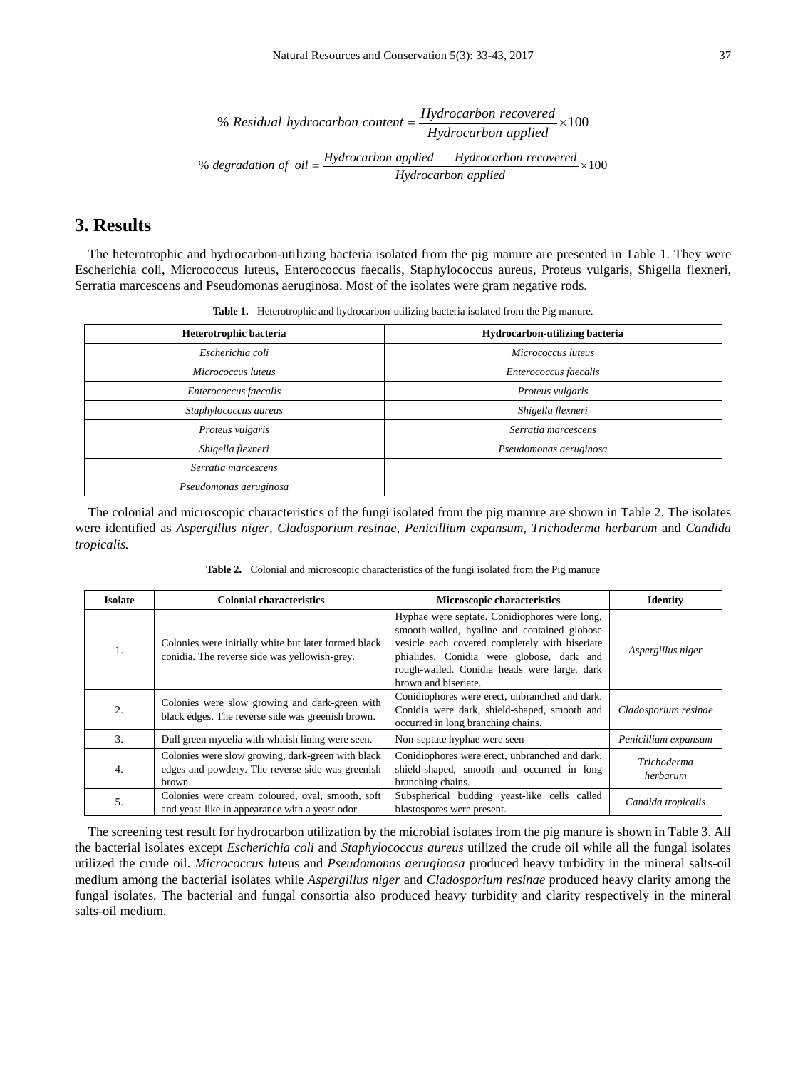$$\% \ Residual \ hydrocarbon \ content = \frac{Hydrocarbon \ recovered}{Hydrocarbon \ applied} \times 100$$

$$\% \ degradation \ of \ oil = \frac{Hydrocarbon \ applied \ - \ Hydrocarbon \ recovered}{Hydrocarbon \ applied} \times 100$$

## 3. Results

The heterotrophic and hydrocarbon-utilizing bacteria isolated from the pig manure are presented in Table 1. They were Escherichia coli, Micrococcus luteus, Enterococcus faecalis, Staphylococcus aureus, Proteus vulgaris, Shigella flexneri, Serratia marcescens and Pseudomonas aeruginosa. Most of the isolates were gram negative rods.

**Table 1.** Heterotrophic and hydrocarbon-utilizing bacteria isolated from the Pig manure.

| Heterotrophic bacteria | Hydrocarbon-utilizing bacteria |
|---|---|
| *Escherichia coli* | *Micrococcus luteus* |
| *Micrococcus luteus* | *Enterococcus faecalis* |
| *Enterococcus faecalis* | *Proteus vulgaris* |
| *Staphylococcus aureus* | *Shigella flexneri* |
| *Proteus vulgaris* | *Serratia marcescens* |
| *Shigella flexneri* | *Pseudomonas aeruginosa* |
| *Serratia marcescens* | |
| *Pseudomonas aeruginosa* | |

The colonial and microscopic characteristics of the fungi isolated from the pig manure are shown in Table 2. The isolates were identified as *Aspergillus niger, Cladosporium resinae, Penicillium expansum, Trichoderma herbarum* and *Candida tropicalis.*

**Table 2.** Colonial and microscopic characteristics of the fungi isolated from the Pig manure

| Isolate | Colonial characteristics | Microscopic characteristics | Identity |
|---|---|---|---|
| 1. | Colonies were initially white but later formed black conidia. The reverse side was yellowish-grey. | Hyphae were septate. Conidiophores were long, smooth-walled, hyaline and contained globose vesicle each covered completely with biseriate phialides. Conidia were globose, dark and rough-walled. Conidia heads were large, dark brown and biseriate. | *Aspergillus niger* |
| 2. | Colonies were slow growing and dark-green with black edges. The reverse side was greenish brown. | Conidiophores were erect, unbranched and dark. Conidia were dark, shield-shaped, smooth and occurred in long branching chains. | *Cladosporium resinae* |
| 3. | Dull green mycelia with whitish lining were seen. | Non-septate hyphae were seen | *Penicillium expansum* |
| 4. | Colonies were slow growing, dark-green with black edges and powdery. The reverse side was greenish brown. | Conidiophores were erect, unbranched and dark, shield-shaped, smooth and occurred in long branching chains. | *Trichoderma herbarum* |
| 5. | Colonies were cream coloured, oval, smooth, soft and yeast-like in appearance with a yeast odor. | Subspherical budding yeast-like cells called blastospores were present. | *Candida tropicalis* |

The screening test result for hydrocarbon utilization by the microbial isolates from the pig manure is shown in Table 3. All the bacterial isolates except *Escherichia coli* and *Staphylococcus aureus* utilized the crude oil while all the fungal isolates utilized the crude oil. *Micrococcus lu*teus and *Pseudomonas aeruginosa* produced heavy turbidity in the mineral salts-oil medium among the bacterial isolates while *Aspergillus niger* and *Cladosporium resinae* produced heavy clarity among the fungal isolates. The bacterial and fungal consortia also produced heavy turbidity and clarity respectively in the mineral salts-oil medium.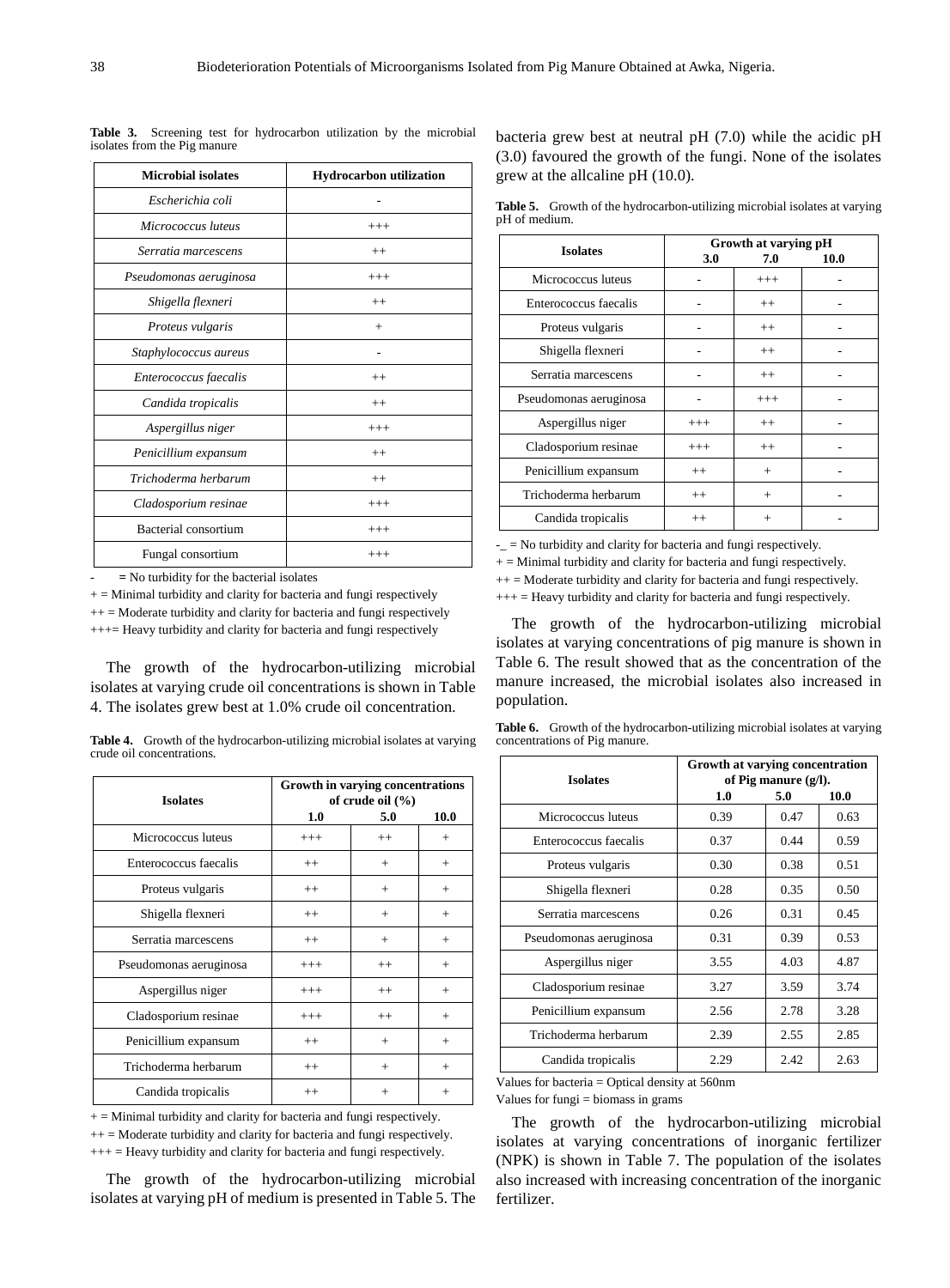**Table 3.** Screening test for hydrocarbon utilization by the microbial isolates from the Pig manure

| Microbial isolates | Hydrocarbon utilization |
|---|---|
| *Escherichia coli* | - |
| *Micrococcus luteus* | +++ |
| *Serratia marcescens* | ++ |
| *Pseudomonas aeruginosa* | +++ |
| *Shigella flexneri* | ++ |
| *Proteus vulgaris* | + |
| *Staphylococcus aureus* | - |
| *Enterococcus faecalis* | ++ |
| *Candida tropicalis* | ++ |
| *Aspergillus niger* | +++ |
| *Penicillium expansum* | ++ |
| *Trichoderma herbarum* | ++ |
| *Cladosporium resinae* | +++ |
| Bacterial consortium | +++ |
| Fungal consortium | +++ |

- = No turbidity for the bacterial isolates

+ = Minimal turbidity and clarity for bacteria and fungi respectively

++ = Moderate turbidity and clarity for bacteria and fungi respectively

+++= Heavy turbidity and clarity for bacteria and fungi respectively

The growth of the hydrocarbon-utilizing microbial isolates at varying crude oil concentrations is shown in Table 4. The isolates grew best at 1.0% crude oil concentration.

**Table 4.** Growth of the hydrocarbon-utilizing microbial isolates at varying crude oil concentrations.

| Isolates | Growth in varying concentrations of crude oil (%) | | |
|---|---|---|---|
| | 1.0 | 5.0 | 10.0 |
| Micrococcus luteus | +++ | ++ | + |
| Enterococcus faecalis | ++ | + | + |
| Proteus vulgaris | ++ | + | + |
| Shigella flexneri | ++ | + | + |
| Serratia marcescens | ++ | + | + |
| Pseudomonas aeruginosa | +++ | ++ | + |
| Aspergillus niger | +++ | ++ | + |
| Cladosporium resinae | +++ | ++ | + |
| Penicillium expansum | ++ | + | + |
| Trichoderma herbarum | ++ | + | + |
| Candida tropicalis | ++ | + | + |

+ = Minimal turbidity and clarity for bacteria and fungi respectively.

++ = Moderate turbidity and clarity for bacteria and fungi respectively.

+++ = Heavy turbidity and clarity for bacteria and fungi respectively.

The growth of the hydrocarbon-utilizing microbial isolates at varying pH of medium is presented in Table 5. The bacteria grew best at neutral pH (7.0) while the acidic pH (3.0) favoured the growth of the fungi. None of the isolates grew at the allcaline pH (10.0).

**Table 5.** Growth of the hydrocarbon-utilizing microbial isolates at varying pH of medium.

| Isolates | Growth at varying pH | | |
|---|---|---|---|
| | 3.0 | 7.0 | 10.0 |
| Micrococcus luteus | - | +++ | - |
| Enterococcus faecalis | - | ++ | - |
| Proteus vulgaris | - | ++ | - |
| Shigella flexneri | - | ++ | - |
| Serratia marcescens | - | ++ | - |
| Pseudomonas aeruginosa | - | +++ | - |
| Aspergillus niger | +++ | ++ | - |
| Cladosporium resinae | +++ | ++ | - |
| Penicillium expansum | ++ | + | - |
| Trichoderma herbarum | ++ | + | - |
| Candida tropicalis | ++ | + | - |

-_ = No turbidity and clarity for bacteria and fungi respectively.

+ = Minimal turbidity and clarity for bacteria and fungi respectively.

++ = Moderate turbidity and clarity for bacteria and fungi respectively.

+++ = Heavy turbidity and clarity for bacteria and fungi respectively.

The growth of the hydrocarbon-utilizing microbial isolates at varying concentrations of pig manure is shown in Table 6. The result showed that as the concentration of the manure increased, the microbial isolates also increased in population.

**Table 6.** Growth of the hydrocarbon-utilizing microbial isolates at varying concentrations of Pig manure.

| Isolates | Growth at varying concentration of Pig manure (g/l). | | |
|---|---|---|---|
| | 1.0 | 5.0 | 10.0 |
| Micrococcus luteus | 0.39 | 0.47 | 0.63 |
| Enterococcus faecalis | 0.37 | 0.44 | 0.59 |
| Proteus vulgaris | 0.30 | 0.38 | 0.51 |
| Shigella flexneri | 0.28 | 0.35 | 0.50 |
| Serratia marcescens | 0.26 | 0.31 | 0.45 |
| Pseudomonas aeruginosa | 0.31 | 0.39 | 0.53 |
| Aspergillus niger | 3.55 | 4.03 | 4.87 |
| Cladosporium resinae | 3.27 | 3.59 | 3.74 |
| Penicillium expansum | 2.56 | 2.78 | 3.28 |
| Trichoderma herbarum | 2.39 | 2.55 | 2.85 |
| Candida tropicalis | 2.29 | 2.42 | 2.63 |

Values for bacteria = Optical density at 560nm

Values for fungi = biomass in grams

The growth of the hydrocarbon-utilizing microbial isolates at varying concentrations of inorganic fertilizer (NPK) is shown in Table 7. The population of the isolates also increased with increasing concentration of the inorganic fertilizer.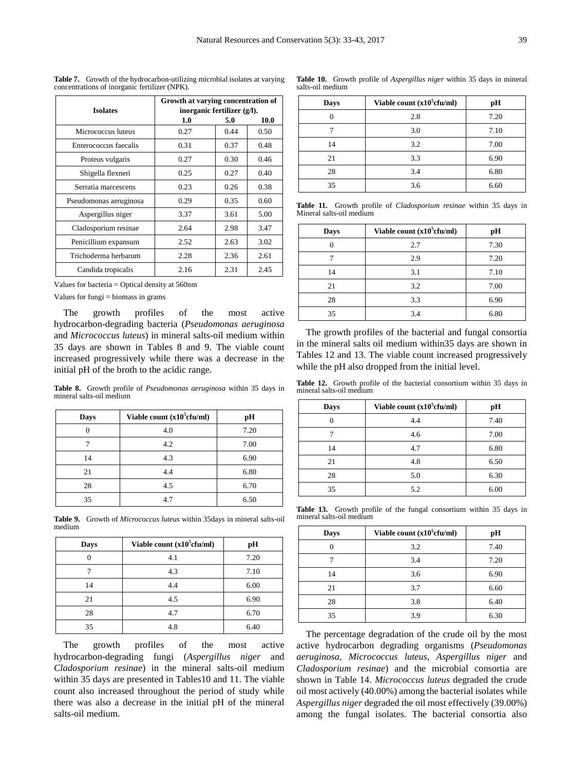**Table 7.** Growth of the hydrocarbon-utilizing microbial isolates at varying concentrations of inorganic fertilizer (NPK).

| Isolates | Growth at varying concentration of inorganic fertilizer (g/l). | | |
|---|---|---|---|
| | 1.0 | 5.0 | 10.0 |
| Micrococcus luteus | 0.27 | 0.44 | 0.50 |
| Enterococcus faecalis | 0.31 | 0.37 | 0.48 |
| Proteus vulgaris | 0.27 | 0.30 | 0.46 |
| Shigella flexneri | 0.25 | 0.27 | 0.40 |
| Serratia marcescens | 0.23 | 0.26 | 0.38 |
| Pseudomonas aeruginosa | 0.29 | 0.35 | 0.60 |
| Aspergillus niger | 3.37 | 3.61 | 5.00 |
| Cladosporium resinae | 2.64 | 2.98 | 3.47 |
| Penicillium expansum | 2.52 | 2.63 | 3.02 |
| Trichoderma herbarum | 2.28 | 2.36 | 2.61 |
| Candida tropicalis | 2.16 | 2.31 | 2.45 |

Values for bacteria = Optical density at 560nm

Values for fungi = biomass in grams

The growth profiles of the most active hydrocarbon-degrading bacteria (*Pseudomonas aeruginosa* and *Micrococcus luteus*) in mineral salts-oil medium within 35 days are shown in Tables 8 and 9. The viable count increased progressively while there was a decrease in the initial pH of the broth to the acidic range.

**Table 8.** Growth profile of *Pseudomonas aeruginosa* within 35 days in mineral salts-oil medium

| Days | Viable count ($x10^5$cfu/ml) | pH |
|---|---|---|
| 0 | 4.0 | 7.20 |
| 7 | 4.2 | 7.00 |
| 14 | 4.3 | 6.90 |
| 21 | 4.4 | 6.80 |
| 28 | 4.5 | 6.70 |
| 35 | 4.7 | 6.50 |

**Table 9.** Growth of *Micrococcus luteus* within 35days in mineral salts-oil medium

| Days | Viable count ($x10^5$cfu/ml) | pH |
|---|---|---|
| 0 | 4.1 | 7.20 |
| 7 | 4.3 | 7.10 |
| 14 | 4.4 | 6.00 |
| 21 | 4.5 | 6.90 |
| 28 | 4.7 | 6.70 |
| 35 | 4.8 | 6.40 |

The growth profiles of the most active hydrocarbon-degrading fungi (*Aspergillus niger* and *Cladosporium resinae*) in the mineral salts-oil medium within 35 days are presented in Tables10 and 11. The viable count also increased throughout the period of study while there was also a decrease in the initial pH of the mineral salts-oil medium.

**Table 10.** Growth profile of *Aspergillus niger* within 35 days in mineral salts-oil medium

| Days | Viable count ($x10^5$cfu/ml) | pH |
|---|---|---|
| 0 | 2.8 | 7.20 |
| 7 | 3.0 | 7.10 |
| 14 | 3.2 | 7.00 |
| 21 | 3.3 | 6.90 |
| 28 | 3.4 | 6.80 |
| 35 | 3.6 | 6.60 |

**Table 11.** Growth profile of *Cladosporium resinae* within 35 days in Mineral salts-oil medium

| Days | Viable count ($x10^5$cfu/ml) | pH |
|---|---|---|
| 0 | 2.7 | 7.30 |
| 7 | 2.9 | 7.20 |
| 14 | 3.1 | 7.10 |
| 21 | 3.2 | 7.00 |
| 28 | 3.3 | 6.90 |
| 35 | 3.4 | 6.80 |

The growth profiles of the bacterial and fungal consortia in the mineral salts oil medium within35 days are shown in Tables 12 and 13. The viable count increased progressively while the pH also dropped from the initial level.

**Table 12.** Growth profile of the bacterial consortium within 35 days in mineral salts-oil medium

| Days | Viable count ($x10^5$cfu/ml) | pH |
|---|---|---|
| 0 | 4.4 | 7.40 |
| 7 | 4.6 | 7.00 |
| 14 | 4.7 | 6.80 |
| 21 | 4.8 | 6.50 |
| 28 | 5.0 | 6.30 |
| 35 | 5.2 | 6.00 |

**Table 13.** Growth profile of the fungal consortium within 35 days in mineral salts-oil medium

| Days | Viable count ($x10^5$cfu/ml) | pH |
|---|---|---|
| 0 | 3.2 | 7.40 |
| 7 | 3.4 | 7.20 |
| 14 | 3.6 | 6.90 |
| 21 | 3.7 | 6.60 |
| 28 | 3.8 | 6.40 |
| 35 | 3.9 | 6.30 |

The percentage degradation of the crude oil by the most active hydrocarbon degrading organisms (*Pseudomonas aeruginosa, Micrococcus luteus, Aspergillus niger* and *Cladosporium resinae*) and the microbial consortia are shown in Table 14. *Micrococcus luteus* degraded the crude oil most actively (40.00%) among the bacterial isolates while *Aspergillus niger* degraded the oil most effectively (39.00%) among the fungal isolates. The bacterial consortia also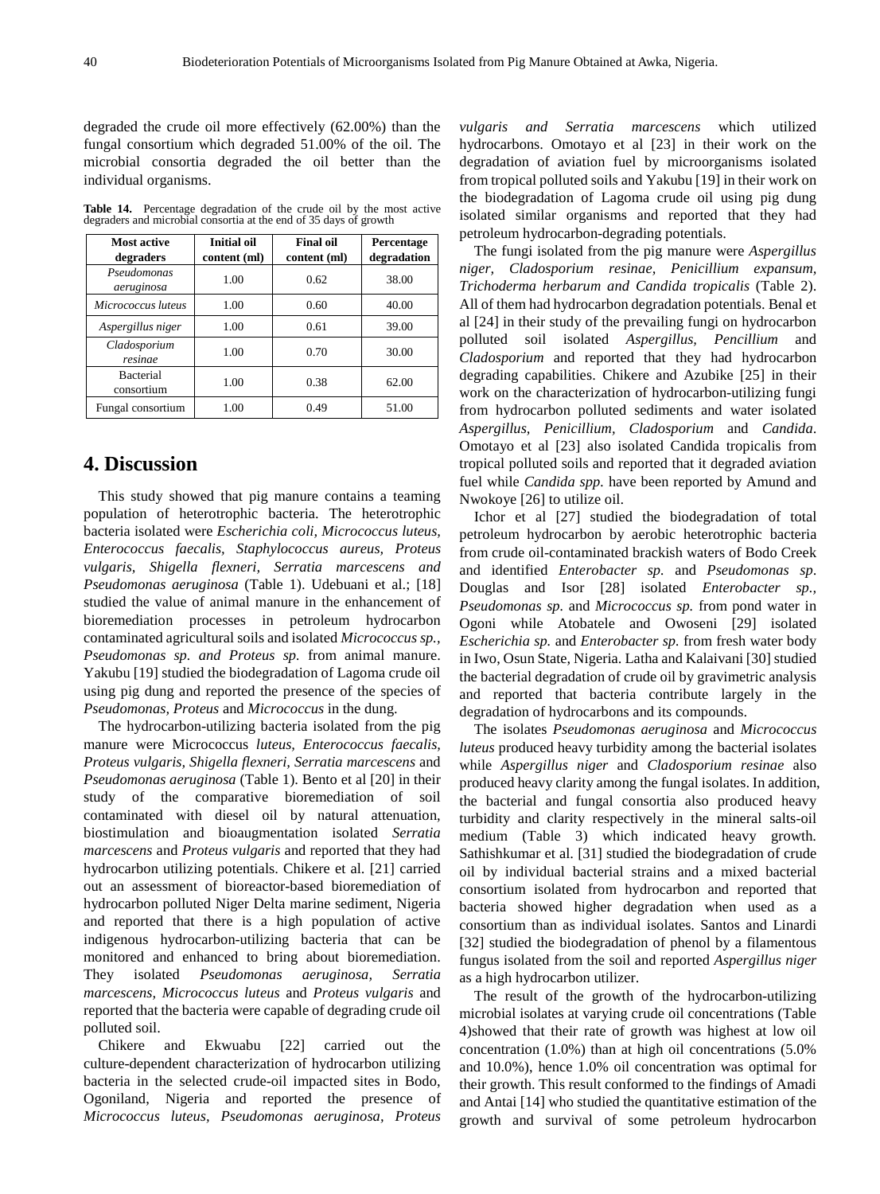degraded the crude oil more effectively (62.00%) than the fungal consortium which degraded 51.00% of the oil. The microbial consortia degraded the oil better than the individual organisms.

**Table 14.** Percentage degradation of the crude oil by the most active degraders and microbial consortia at the end of 35 days of growth

| Most active degraders | Initial oil content (ml) | Final oil content (ml) | Percentage degradation |
|---|---|---|---|
| *Pseudomonas aeruginosa* | 1.00 | 0.62 | 38.00 |
| *Micrococcus luteus* | 1.00 | 0.60 | 40.00 |
| *Aspergillus niger* | 1.00 | 0.61 | 39.00 |
| *Cladosporium resinae* | 1.00 | 0.70 | 30.00 |
| Bacterial consortium | 1.00 | 0.38 | 62.00 |
| Fungal consortium | 1.00 | 0.49 | 51.00 |

## 4. Discussion

This study showed that pig manure contains a teaming population of heterotrophic bacteria. The heterotrophic bacteria isolated were *Escherichia coli, Micrococcus luteus, Enterococcus faecalis, Staphylococcus aureus, Proteus vulgaris, Shigella flexneri, Serratia marcescens and Pseudomonas aeruginosa* (Table 1). Udebuani et al.; [18] studied the value of animal manure in the enhancement of bioremediation processes in petroleum hydrocarbon contaminated agricultural soils and isolated *Micrococcus sp., Pseudomonas sp. and Proteus sp.* from animal manure. Yakubu [19] studied the biodegradation of Lagoma crude oil using pig dung and reported the presence of the species of *Pseudomonas, Proteus* and *Micrococcus* in the dung.

The hydrocarbon-utilizing bacteria isolated from the pig manure were Micrococcus *luteus, Enterococcus faecalis, Proteus vulgaris, Shigella flexneri, Serratia marcescens* and *Pseudomonas aeruginosa* (Table 1). Bento et al [20] in their study of the comparative bioremediation of soil contaminated with diesel oil by natural attenuation, biostimulation and bioaugmentation isolated *Serratia marcescens* and *Proteus vulgaris* and reported that they had hydrocarbon utilizing potentials. Chikere et al. [21] carried out an assessment of bioreactor-based bioremediation of hydrocarbon polluted Niger Delta marine sediment, Nigeria and reported that there is a high population of active indigenous hydrocarbon-utilizing bacteria that can be monitored and enhanced to bring about bioremediation. They isolated *Pseudomonas aeruginosa, Serratia marcescens, Micrococcus luteus* and *Proteus vulgaris* and reported that the bacteria were capable of degrading crude oil polluted soil.

Chikere and Ekwuabu [22] carried out the culture-dependent characterization of hydrocarbon utilizing bacteria in the selected crude-oil impacted sites in Bodo, Ogoniland, Nigeria and reported the presence of *Micrococcus luteus, Pseudomonas aeruginosa, Proteus vulgaris and Serratia marcescens* which utilized hydrocarbons. Omotayo et al [23] in their work on the degradation of aviation fuel by microorganisms isolated from tropical polluted soils and Yakubu [19] in their work on the biodegradation of Lagoma crude oil using pig dung isolated similar organisms and reported that they had petroleum hydrocarbon-degrading potentials.

The fungi isolated from the pig manure were *Aspergillus niger, Cladosporium resinae, Penicillium expansum, Trichoderma herbarum and Candida tropicalis* (Table 2). All of them had hydrocarbon degradation potentials. Benal et al [24] in their study of the prevailing fungi on hydrocarbon polluted soil isolated *Aspergillus, Pencillium* and *Cladosporium* and reported that they had hydrocarbon degrading capabilities. Chikere and Azubike [25] in their work on the characterization of hydrocarbon-utilizing fungi from hydrocarbon polluted sediments and water isolated *Aspergillus, Penicillium, Cladosporium* and *Candida*. Omotayo et al [23] also isolated Candida tropicalis from tropical polluted soils and reported that it degraded aviation fuel while *Candida spp.* have been reported by Amund and Nwokoye [26] to utilize oil.

Ichor et al [27] studied the biodegradation of total petroleum hydrocarbon by aerobic heterotrophic bacteria from crude oil-contaminated brackish waters of Bodo Creek and identified *Enterobacter sp.* and *Pseudomonas sp*. Douglas and Isor [28] isolated *Enterobacter sp., Pseudomonas sp.* and *Micrococcus sp.* from pond water in Ogoni while Atobatele and Owoseni [29] isolated *Escherichia sp.* and *Enterobacter sp.* from fresh water body in Iwo, Osun State, Nigeria. Latha and Kalaivani [30] studied the bacterial degradation of crude oil by gravimetric analysis and reported that bacteria contribute largely in the degradation of hydrocarbons and its compounds.

The isolates *Pseudomonas aeruginosa* and *Micrococcus luteus* produced heavy turbidity among the bacterial isolates while *Aspergillus niger* and *Cladosporium resinae* also produced heavy clarity among the fungal isolates. In addition, the bacterial and fungal consortia also produced heavy turbidity and clarity respectively in the mineral salts-oil medium (Table 3) which indicated heavy growth. Sathishkumar et al. [31] studied the biodegradation of crude oil by individual bacterial strains and a mixed bacterial consortium isolated from hydrocarbon and reported that bacteria showed higher degradation when used as a consortium than as individual isolates. Santos and Linardi [32] studied the biodegradation of phenol by a filamentous fungus isolated from the soil and reported *Aspergillus niger* as a high hydrocarbon utilizer.

The result of the growth of the hydrocarbon-utilizing microbial isolates at varying crude oil concentrations (Table 4)showed that their rate of growth was highest at low oil concentration (1.0%) than at high oil concentrations (5.0% and 10.0%), hence 1.0% oil concentration was optimal for their growth. This result conformed to the findings of Amadi and Antai [14] who studied the quantitative estimation of the growth and survival of some petroleum hydrocarbon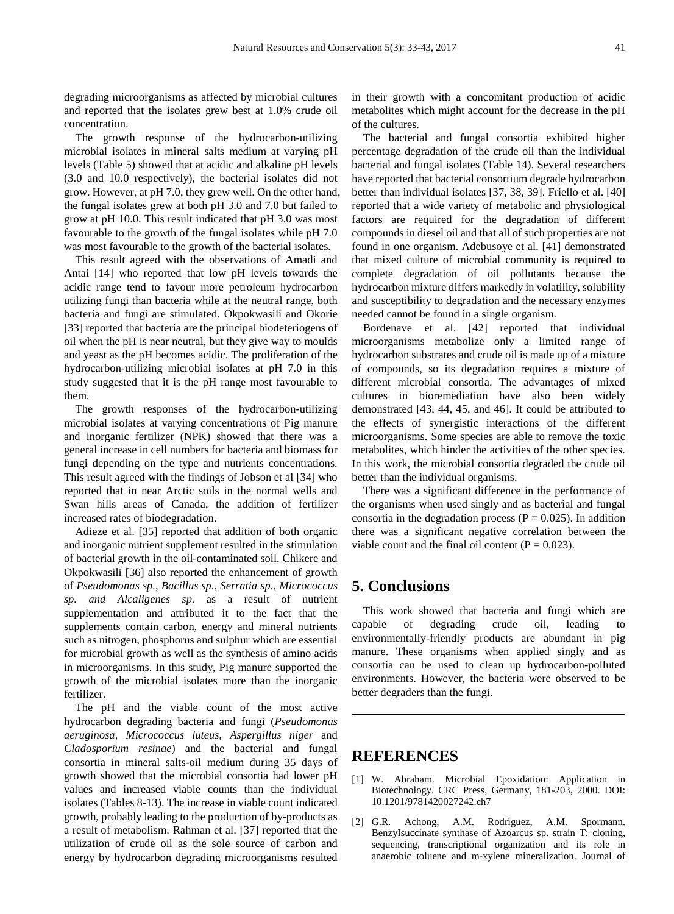degrading microorganisms as affected by microbial cultures and reported that the isolates grew best at 1.0% crude oil concentration.

The growth response of the hydrocarbon-utilizing microbial isolates in mineral salts medium at varying pH levels (Table 5) showed that at acidic and alkaline pH levels (3.0 and 10.0 respectively), the bacterial isolates did not grow. However, at pH 7.0, they grew well. On the other hand, the fungal isolates grew at both pH 3.0 and 7.0 but failed to grow at pH 10.0. This result indicated that pH 3.0 was most favourable to the growth of the fungal isolates while pH 7.0 was most favourable to the growth of the bacterial isolates.

This result agreed with the observations of Amadi and Antai [14] who reported that low pH levels towards the acidic range tend to favour more petroleum hydrocarbon utilizing fungi than bacteria while at the neutral range, both bacteria and fungi are stimulated. Okpokwasili and Okorie [33] reported that bacteria are the principal biodeteriogens of oil when the pH is near neutral, but they give way to moulds and yeast as the pH becomes acidic. The proliferation of the hydrocarbon-utilizing microbial isolates at pH 7.0 in this study suggested that it is the pH range most favourable to them.

The growth responses of the hydrocarbon-utilizing microbial isolates at varying concentrations of Pig manure and inorganic fertilizer (NPK) showed that there was a general increase in cell numbers for bacteria and biomass for fungi depending on the type and nutrients concentrations. This result agreed with the findings of Jobson et al [34] who reported that in near Arctic soils in the normal wells and Swan hills areas of Canada, the addition of fertilizer increased rates of biodegradation.

Adieze et al. [35] reported that addition of both organic and inorganic nutrient supplement resulted in the stimulation of bacterial growth in the oil-contaminated soil. Chikere and Okpokwasili [36] also reported the enhancement of growth of *Pseudomonas sp., Bacillus sp., Serratia sp., Micrococcus sp. and Alcaligenes sp.* as a result of nutrient supplementation and attributed it to the fact that the supplements contain carbon, energy and mineral nutrients such as nitrogen, phosphorus and sulphur which are essential for microbial growth as well as the synthesis of amino acids in microorganisms. In this study, Pig manure supported the growth of the microbial isolates more than the inorganic fertilizer.

The pH and the viable count of the most active hydrocarbon degrading bacteria and fungi (*Pseudomonas aeruginosa, Micrococcus luteus, Aspergillus niger* and *Cladosporium resinae*) and the bacterial and fungal consortia in mineral salts-oil medium during 35 days of growth showed that the microbial consortia had lower pH values and increased viable counts than the individual isolates (Tables 8-13). The increase in viable count indicated growth, probably leading to the production of by-products as a result of metabolism. Rahman et al. [37] reported that the utilization of crude oil as the sole source of carbon and energy by hydrocarbon degrading microorganisms resulted in their growth with a concomitant production of acidic metabolites which might account for the decrease in the pH of the cultures.

The bacterial and fungal consortia exhibited higher percentage degradation of the crude oil than the individual bacterial and fungal isolates (Table 14). Several researchers have reported that bacterial consortium degrade hydrocarbon better than individual isolates [37, 38, 39]. Friello et al. [40] reported that a wide variety of metabolic and physiological factors are required for the degradation of different compounds in diesel oil and that all of such properties are not found in one organism. Adebusoye et al. [41] demonstrated that mixed culture of microbial community is required to complete degradation of oil pollutants because the hydrocarbon mixture differs markedly in volatility, solubility and susceptibility to degradation and the necessary enzymes needed cannot be found in a single organism.

Bordenave et al. [42] reported that individual microorganisms metabolize only a limited range of hydrocarbon substrates and crude oil is made up of a mixture of compounds, so its degradation requires a mixture of different microbial consortia. The advantages of mixed cultures in bioremediation have also been widely demonstrated [43, 44, 45, and 46]. It could be attributed to the effects of synergistic interactions of the different microorganisms. Some species are able to remove the toxic metabolites, which hinder the activities of the other species. In this work, the microbial consortia degraded the crude oil better than the individual organisms.

There was a significant difference in the performance of the organisms when used singly and as bacterial and fungal consortia in the degradation process ($P = 0.025$). In addition there was a significant negative correlation between the viable count and the final oil content ($P = 0.023$).

## 5. Conclusions

This work showed that bacteria and fungi which are capable of degrading crude oil, leading to environmentally-friendly products are abundant in pig manure. These organisms when applied singly and as consortia can be used to clean up hydrocarbon-polluted environments. However, the bacteria were observed to be better degraders than the fungi.

## REFERENCES

[1] W. Abraham. Microbial Epoxidation: Application in Biotechnology. CRC Press, Germany, 181-203, 2000. DOI: 10.1201/9781420027242.ch7

[2] G.R. Achong, A.M. Rodriguez, A.M. Spormann. BenzyIsuccinate synthase of Azoarcus sp. strain T: cloning, sequencing, transcriptional organization and its role in anaerobic toluene and m-xylene mineralization. Journal of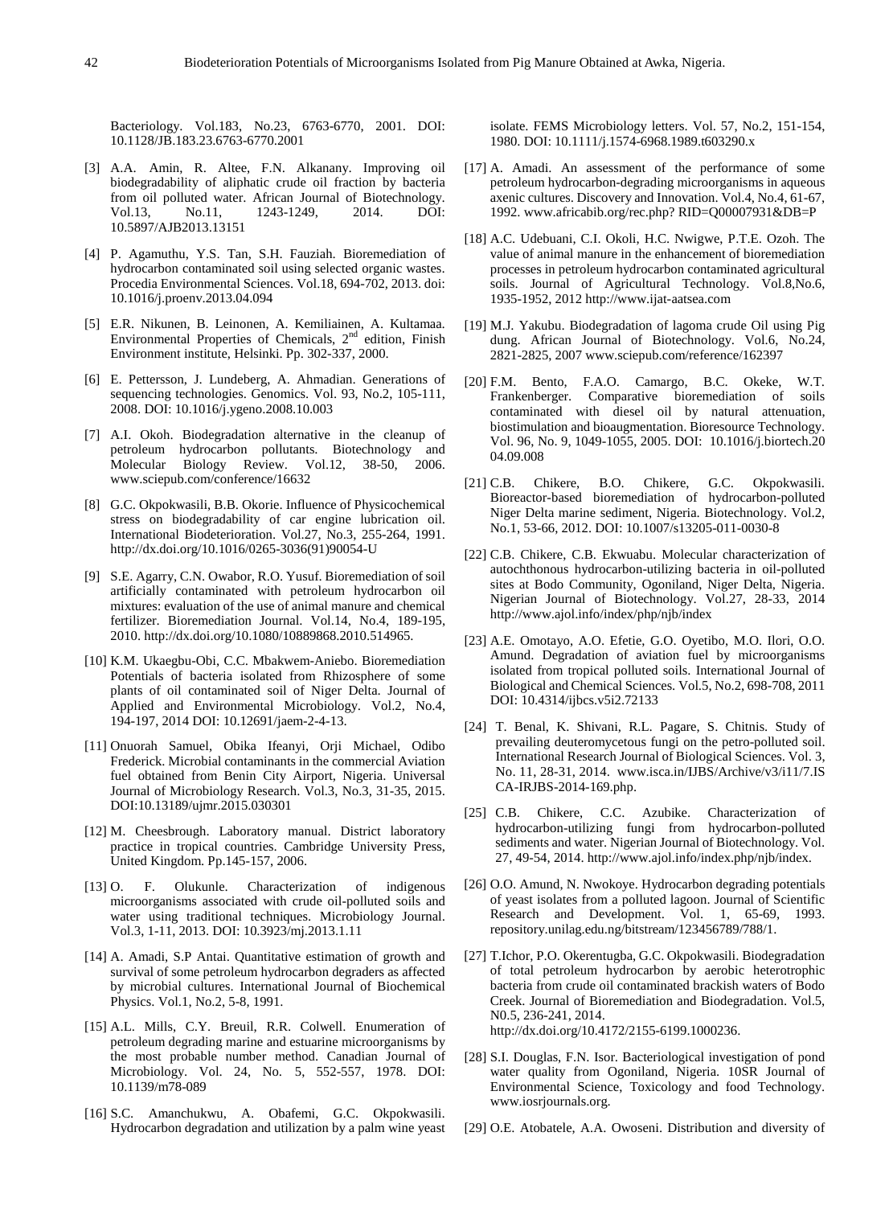Bacteriology. Vol.183, No.23, 6763-6770, 2001. DOI: 10.1128/JB.183.23.6763-6770.2001

[3] A.A. Amin, R. Altee, F.N. Alkanany. Improving oil biodegradability of aliphatic crude oil fraction by bacteria from oil polluted water. African Journal of Biotechnology. Vol.13, No.11, 1243-1249, 2014. DOI: 10.5897/AJB2013.13151

[4] P. Agamuthu, Y.S. Tan, S.H. Fauziah. Bioremediation of hydrocarbon contaminated soil using selected organic wastes. Procedia Environmental Sciences. Vol.18, 694-702, 2013. doi: 10.1016/j.proenv.2013.04.094

[5] E.R. Nikunen, B. Leinonen, A. Kemiliainen, A. Kultamaa. Environmental Properties of Chemicals, 2nd edition, Finish Environment institute, Helsinki. Pp. 302-337, 2000.

[6] E. Pettersson, J. Lundeberg, A. Ahmadian. Generations of sequencing technologies. Genomics. Vol. 93, No.2, 105-111, 2008. DOI: 10.1016/j.ygeno.2008.10.003

[7] A.I. Okoh. Biodegradation alternative in the cleanup of petroleum hydrocarbon pollutants. Biotechnology and Molecular Biology Review. Vol.12, 38-50, 2006. www.sciepub.com/conference/16632

[8] G.C. Okpokwasili, B.B. Okorie. Influence of Physicochemical stress on biodegradability of car engine lubrication oil. International Biodeterioration. Vol.27, No.3, 255-264, 1991. http://dx.doi.org/10.1016/0265-3036(91)90054-U

[9] S.E. Agarry, C.N. Owabor, R.O. Yusuf. Bioremediation of soil artificially contaminated with petroleum hydrocarbon oil mixtures: evaluation of the use of animal manure and chemical fertilizer. Bioremediation Journal. Vol.14, No.4, 189-195, 2010. http://dx.doi.org/10.1080/10889868.2010.514965.

[10] K.M. Ukaegbu-Obi, C.C. Mbakwem-Aniebo. Bioremediation Potentials of bacteria isolated from Rhizosphere of some plants of oil contaminated soil of Niger Delta. Journal of Applied and Environmental Microbiology. Vol.2, No.4, 194-197, 2014 DOI: 10.12691/jaem-2-4-13.

[11] Onuorah Samuel, Obika Ifeanyi, Orji Michael, Odibo Frederick. Microbial contaminants in the commercial Aviation fuel obtained from Benin City Airport, Nigeria. Universal Journal of Microbiology Research. Vol.3, No.3, 31-35, 2015. DOI:10.13189/ujmr.2015.030301

[12] M. Cheesbrough. Laboratory manual. District laboratory practice in tropical countries. Cambridge University Press, United Kingdom. Pp.145-157, 2006.

[13] O. F. Olukunle. Characterization of indigenous microorganisms associated with crude oil-polluted soils and water using traditional techniques. Microbiology Journal. Vol.3, 1-11, 2013. DOI: 10.3923/mj.2013.1.11

[14] A. Amadi, S.P Antai. Quantitative estimation of growth and survival of some petroleum hydrocarbon degraders as affected by microbial cultures. International Journal of Biochemical Physics. Vol.1, No.2, 5-8, 1991.

[15] A.L. Mills, C.Y. Breuil, R.R. Colwell. Enumeration of petroleum degrading marine and estuarine microorganisms by the most probable number method. Canadian Journal of Microbiology. Vol. 24, No. 5, 552-557, 1978. DOI: 10.1139/m78-089

[16] S.C. Amanchukwu, A. Obafemi, G.C. Okpokwasili. Hydrocarbon degradation and utilization by a palm wine yeast isolate. FEMS Microbiology letters. Vol. 57, No.2, 151-154, 1980. DOI: 10.1111/j.1574-6968.1989.t603290.x

[17] A. Amadi. An assessment of the performance of some petroleum hydrocarbon-degrading microorganisms in aqueous axenic cultures. Discovery and Innovation. Vol.4, No.4, 61-67, 1992. www.africabib.org/rec.php? RID=Q00007931&DB=P

[18] A.C. Udebuani, C.I. Okoli, H.C. Nwigwe, P.T.E. Ozoh. The value of animal manure in the enhancement of bioremediation processes in petroleum hydrocarbon contaminated agricultural soils. Journal of Agricultural Technology. Vol.8,No.6, 1935-1952, 2012 http://www.ijat-aatsea.com

[19] M.J. Yakubu. Biodegradation of lagoma crude Oil using Pig dung. African Journal of Biotechnology. Vol.6, No.24, 2821-2825, 2007 www.sciepub.com/reference/162397

[20] F.M. Bento, F.A.O. Camargo, B.C. Okeke, W.T. Frankenberger. Comparative bioremediation of soils contaminated with diesel oil by natural attenuation, biostimulation and bioaugmentation. Bioresource Technology. Vol. 96, No. 9, 1049-1055, 2005. DOI: 10.1016/j.biortech.2004.09.008

[21] C.B. Chikere, B.O. Chikere, G.C. Okpokwasili. Bioreactor-based bioremediation of hydrocarbon-polluted Niger Delta marine sediment, Nigeria. Biotechnology. Vol.2, No.1, 53-66, 2012. DOI: 10.1007/s13205-011-0030-8

[22] C.B. Chikere, C.B. Ekwuabu. Molecular characterization of autochthonous hydrocarbon-utilizing bacteria in oil-polluted sites at Bodo Community, Ogoniland, Niger Delta, Nigeria. Nigerian Journal of Biotechnology. Vol.27, 28-33, 2014 http://www.ajol.info/index/php/njb/index

[23] A.E. Omotayo, A.O. Efetie, G.O. Oyetibo, M.O. Ilori, O.O. Amund. Degradation of aviation fuel by microorganisms isolated from tropical polluted soils. International Journal of Biological and Chemical Sciences. Vol.5, No.2, 698-708, 2011 DOI: 10.4314/ijbcs.v5i2.72133

[24] T. Benal, K. Shivani, R.L. Pagare, S. Chitnis. Study of prevailing deuteromycetous fungi on the petro-polluted soil. International Research Journal of Biological Sciences. Vol. 3, No. 11, 28-31, 2014. www.isca.in/IJBS/Archive/v3/i11/7.ISCA-IRJBS-2014-169.php.

[25] C.B. Chikere, C.C. Azubike. Characterization of hydrocarbon-utilizing fungi from hydrocarbon-polluted sediments and water. Nigerian Journal of Biotechnology. Vol. 27, 49-54, 2014. http://www.ajol.info/index.php/njb/index.

[26] O.O. Amund, N. Nwokoye. Hydrocarbon degrading potentials of yeast isolates from a polluted lagoon. Journal of Scientific Research and Development. Vol. 1, 65-69, 1993. repository.unilag.edu.ng/bitstream/123456789/788/1.

[27] T.Ichor, P.O. Okerentugba, G.C. Okpokwasili. Biodegradation of total petroleum hydrocarbon by aerobic heterotrophic bacteria from crude oil contaminated brackish waters of Bodo Creek. Journal of Bioremediation and Biodegradation. Vol.5, N0.5, 236-241, 2014. http://dx.doi.org/10.4172/2155-6199.1000236.

[28] S.I. Douglas, F.N. Isor. Bacteriological investigation of pond water quality from Ogoniland, Nigeria. 10SR Journal of Environmental Science, Toxicology and food Technology. www.iosrjournals.org.

[29] O.E. Atobatele, A.A. Owoseni. Distribution and diversity of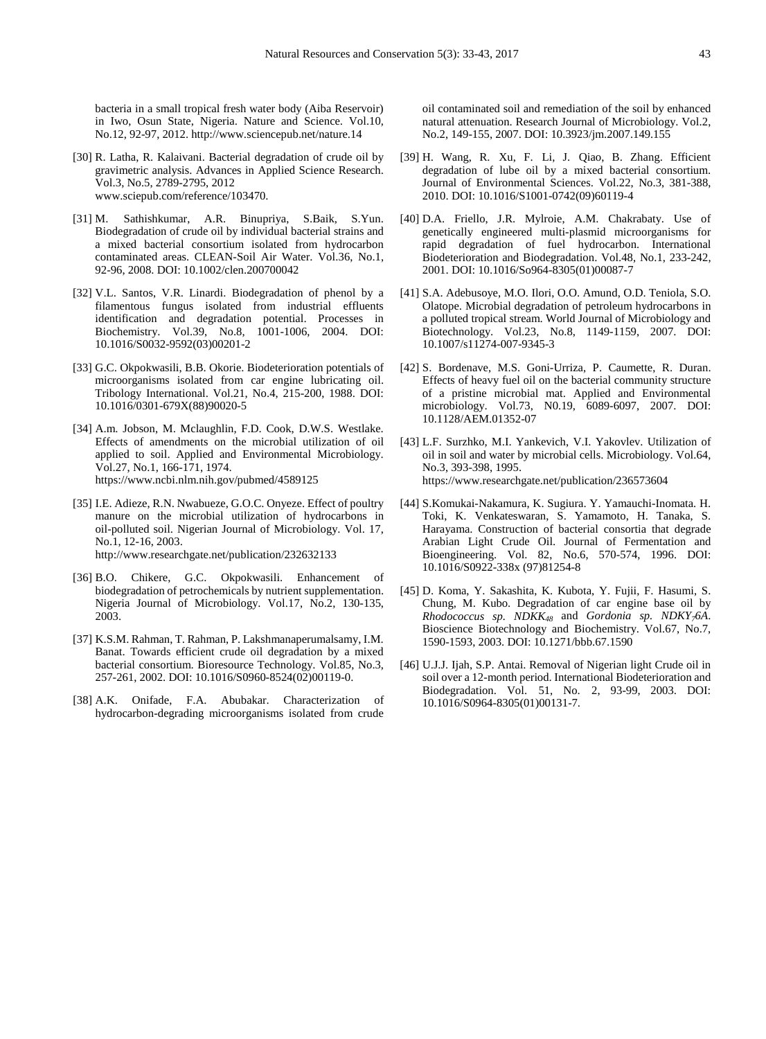bacteria in a small tropical fresh water body (Aiba Reservoir) in Iwo, Osun State, Nigeria. Nature and Science. Vol.10, No.12, 92-97, 2012. http://www.sciencepub.net/nature.14

[30] R. Latha, R. Kalaivani. Bacterial degradation of crude oil by gravimetric analysis. Advances in Applied Science Research. Vol.3, No.5, 2789-2795, 2012 www.sciepub.com/reference/103470.

[31] M. Sathishkumar, A.R. Binupriya, S.Baik, S.Yun. Biodegradation of crude oil by individual bacterial strains and a mixed bacterial consortium isolated from hydrocarbon contaminated areas. CLEAN-Soil Air Water. Vol.36, No.1, 92-96, 2008. DOI: 10.1002/clen.200700042

[32] V.L. Santos, V.R. Linardi. Biodegradation of phenol by a filamentous fungus isolated from industrial effluents identification and degradation potential. Processes in Biochemistry. Vol.39, No.8, 1001-1006, 2004. DOI: 10.1016/S0032-9592(03)00201-2

[33] G.C. Okpokwasili, B.B. Okorie. Biodeterioration potentials of microorganisms isolated from car engine lubricating oil. Tribology International. Vol.21, No.4, 215-200, 1988. DOI: 10.1016/0301-679X(88)90020-5

[34] A.m. Jobson, M. Mclaughlin, F.D. Cook, D.W.S. Westlake. Effects of amendments on the microbial utilization of oil applied to soil. Applied and Environmental Microbiology. Vol.27, No.1, 166-171, 1974. https://www.ncbi.nlm.nih.gov/pubmed/4589125

[35] I.E. Adieze, R.N. Nwabueze, G.O.C. Onyeze. Effect of poultry manure on the microbial utilization of hydrocarbons in oil-polluted soil. Nigerian Journal of Microbiology. Vol. 17, No.1, 12-16, 2003. http://www.researchgate.net/publication/232632133

[36] B.O. Chikere, G.C. Okpokwasili. Enhancement of biodegradation of petrochemicals by nutrient supplementation. Nigeria Journal of Microbiology. Vol.17, No.2, 130-135, 2003.

[37] K.S.M. Rahman, T. Rahman, P. Lakshmanaperumalsamy, I.M. Banat. Towards efficient crude oil degradation by a mixed bacterial consortium. Bioresource Technology. Vol.85, No.3, 257-261, 2002. DOI: 10.1016/S0960-8524(02)00119-0.

[38] A.K. Onifade, F.A. Abubakar. Characterization of hydrocarbon-degrading microorganisms isolated from crude oil contaminated soil and remediation of the soil by enhanced natural attenuation. Research Journal of Microbiology. Vol.2, No.2, 149-155, 2007. DOI: 10.3923/jm.2007.149.155

[39] H. Wang, R. Xu, F. Li, J. Qiao, B. Zhang. Efficient degradation of lube oil by a mixed bacterial consortium. Journal of Environmental Sciences. Vol.22, No.3, 381-388, 2010. DOI: 10.1016/S1001-0742(09)60119-4

[40] D.A. Friello, J.R. Mylroie, A.M. Chakrabaty. Use of genetically engineered multi-plasmid microorganisms for rapid degradation of fuel hydrocarbon. International Biodeterioration and Biodegradation. Vol.48, No.1, 233-242, 2001. DOI: 10.1016/So964-8305(01)00087-7

[41] S.A. Adebusoye, M.O. Ilori, O.O. Amund, O.D. Teniola, S.O. Olatope. Microbial degradation of petroleum hydrocarbons in a polluted tropical stream. World Journal of Microbiology and Biotechnology. Vol.23, No.8, 1149-1159, 2007. DOI: 10.1007/s11274-007-9345-3

[42] S. Bordenave, M.S. Goni-Urriza, P. Caumette, R. Duran. Effects of heavy fuel oil on the bacterial community structure of a pristine microbial mat. Applied and Environmental microbiology. Vol.73, N0.19, 6089-6097, 2007. DOI: 10.1128/AEM.01352-07

[43] L.F. Surzhko, M.I. Yankevich, V.I. Yakovlev. Utilization of oil in soil and water by microbial cells. Microbiology. Vol.64, No.3, 393-398, 1995. https://www.researchgate.net/publication/236573604

[44] S.Komukai-Nakamura, K. Sugiura. Y. Yamauchi-Inomata. H. Toki, K. Venkateswaran, S. Yamamoto, H. Tanaka, S. Harayama. Construction of bacterial consortia that degrade Arabian Light Crude Oil. Journal of Fermentation and Bioengineering. Vol. 82, No.6, 570-574, 1996. DOI: 10.1016/S0922-338x (97)81254-8

[45] D. Koma, Y. Sakashita, K. Kubota, Y. Fujii, F. Hasumi, S. Chung, M. Kubo. Degradation of car engine base oil by *Rhodococcus sp. NDKK$_{48}$* and *Gordonia sp. NDKY$_{7}$6A*. Bioscience Biotechnology and Biochemistry. Vol.67, No.7, 1590-1593, 2003. DOI: 10.1271/bbb.67.1590

[46] U.J.J. Ijah, S.P. Antai. Removal of Nigerian light Crude oil in soil over a 12-month period. International Biodeterioration and Biodegradation. Vol. 51, No. 2, 93-99, 2003. DOI: 10.1016/S0964-8305(01)00131-7.